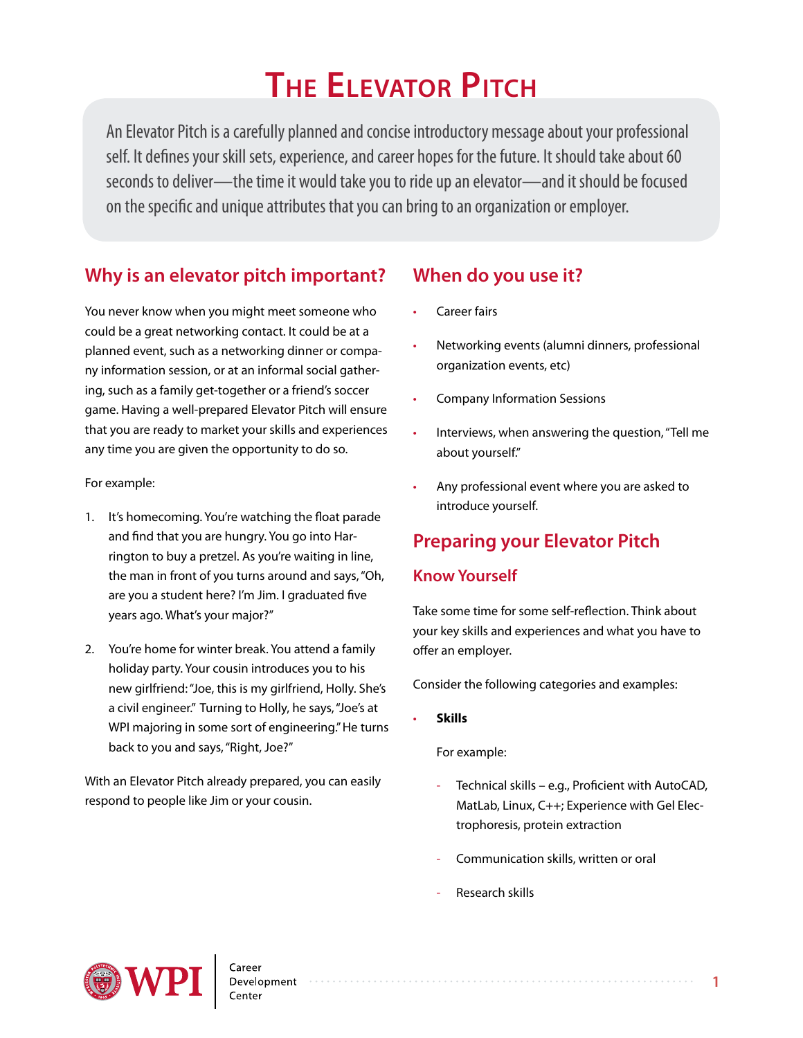# The Elevator Pitch

An Elevator Pitch is a carefully planned and concise introductory message about your professional self. It defines your skill sets, experience, and career hopes for the future. It should take about 60 seconds to deliver—the time it would take you to ride up an elevator—and it should be focused on the specific and unique attributes that you can bring to an organization or employer.

## Why is an elevator pitch important?

You never know when you might meet someone who could be a great networking contact. It could be at a planned event, such as a networking dinner or company information session, or at an informal social gathering, such as a family get-together or a friend's soccer game. Having a well-prepared Elevator Pitch will ensure that you are ready to market your skills and experiences any time you are given the opportunity to do so.

For example:

1. It's homecoming. You're watching the float parade and find that you are hungry. You go into Harrington to buy a pretzel. As you're waiting in line, the man in front of you turns around and says, "Oh, are you a student here? I'm Jim. I graduated five years ago. What's your major?"
2. You're home for winter break. You attend a family holiday party. Your cousin introduces you to his new girlfriend: "Joe, this is my girlfriend, Holly. She's a civil engineer." Turning to Holly, he says, "Joe's at WPI majoring in some sort of engineering." He turns back to you and says, "Right, Joe?"

With an Elevator Pitch already prepared, you can easily respond to people like Jim or your cousin.

## When do you use it?

- Career fairs
- Networking events (alumni dinners, professional organization events, etc)
- Company Information Sessions
- Interviews, when answering the question, "Tell me about yourself."
- Any professional event where you are asked to introduce yourself.

## Preparing your Elevator Pitch

### Know Yourself

Take some time for some self-reflection. Think about your key skills and experiences and what you have to offer an employer.

Consider the following categories and examples:

- **Skills**

  For example:

  - Technical skills – e.g., Proficient with AutoCAD, MatLab, Linux, C++; Experience with Gel Electrophoresis, protein extraction
  - Communication skills, written or oral
  - Research skills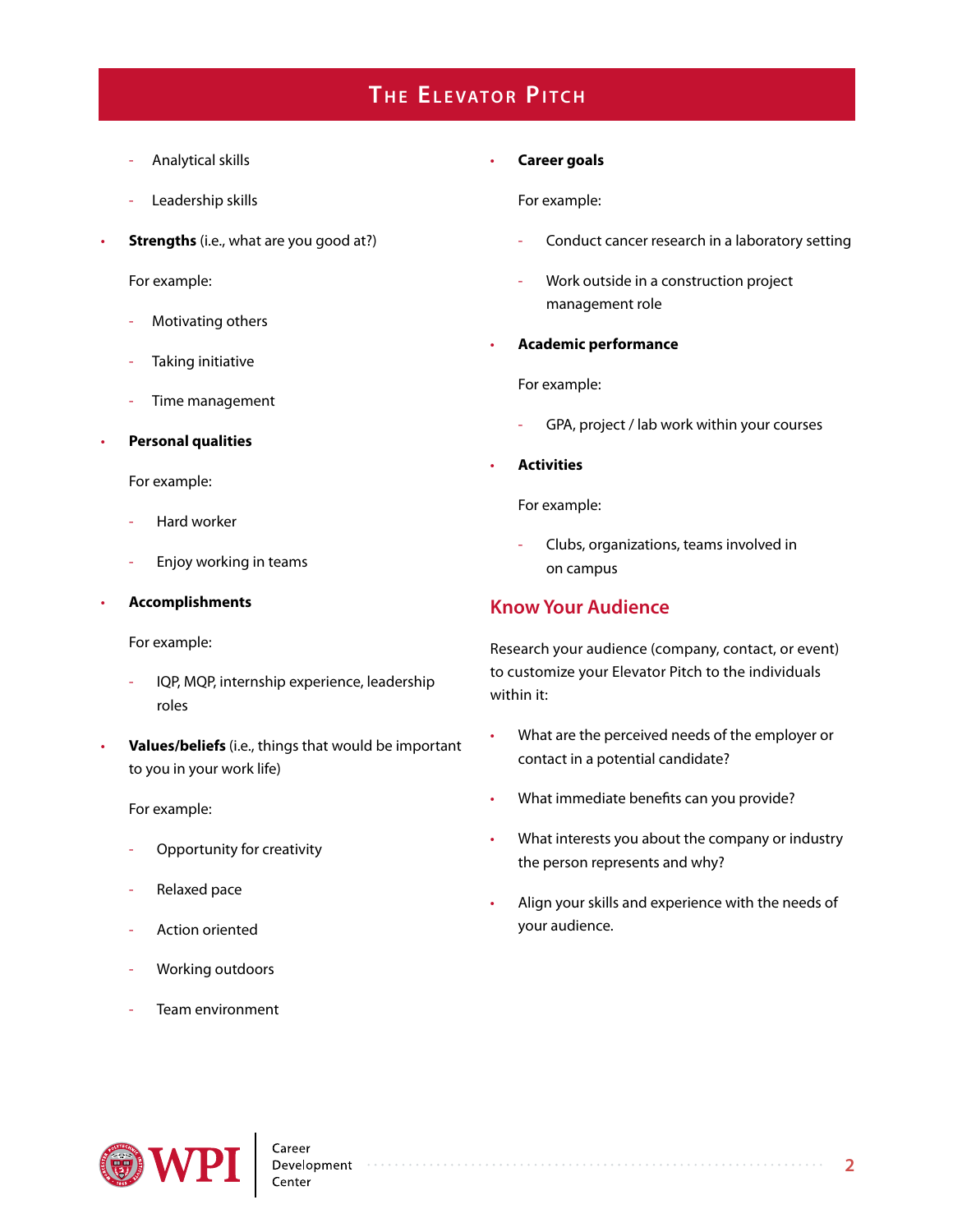- Analytical skills
- Leadership skills

- **Strengths** (i.e., what are you good at?)

  For example:

  - Motivating others
  - Taking initiative
  - Time management

- **Personal qualities**

  For example:

  - Hard worker
  - Enjoy working in teams

- **Accomplishments**

  For example:

  - IQP, MQP, internship experience, leadership roles

- **Values/beliefs** (i.e., things that would be important to you in your work life)

  For example:

  - Opportunity for creativity
  - Relaxed pace
  - Action oriented
  - Working outdoors
  - Team environment

- **Career goals**

  For example:

  - Conduct cancer research in a laboratory setting
  - Work outside in a construction project management role

- **Academic performance**

  For example:

  - GPA, project / lab work within your courses

- **Activities**

  For example:

  - Clubs, organizations, teams involved in on campus

## Know Your Audience

Research your audience (company, contact, or event) to customize your Elevator Pitch to the individuals within it:

- What are the perceived needs of the employer or contact in a potential candidate?
- What immediate benefits can you provide?
- What interests you about the company or industry the person represents and why?
- Align your skills and experience with the needs of your audience.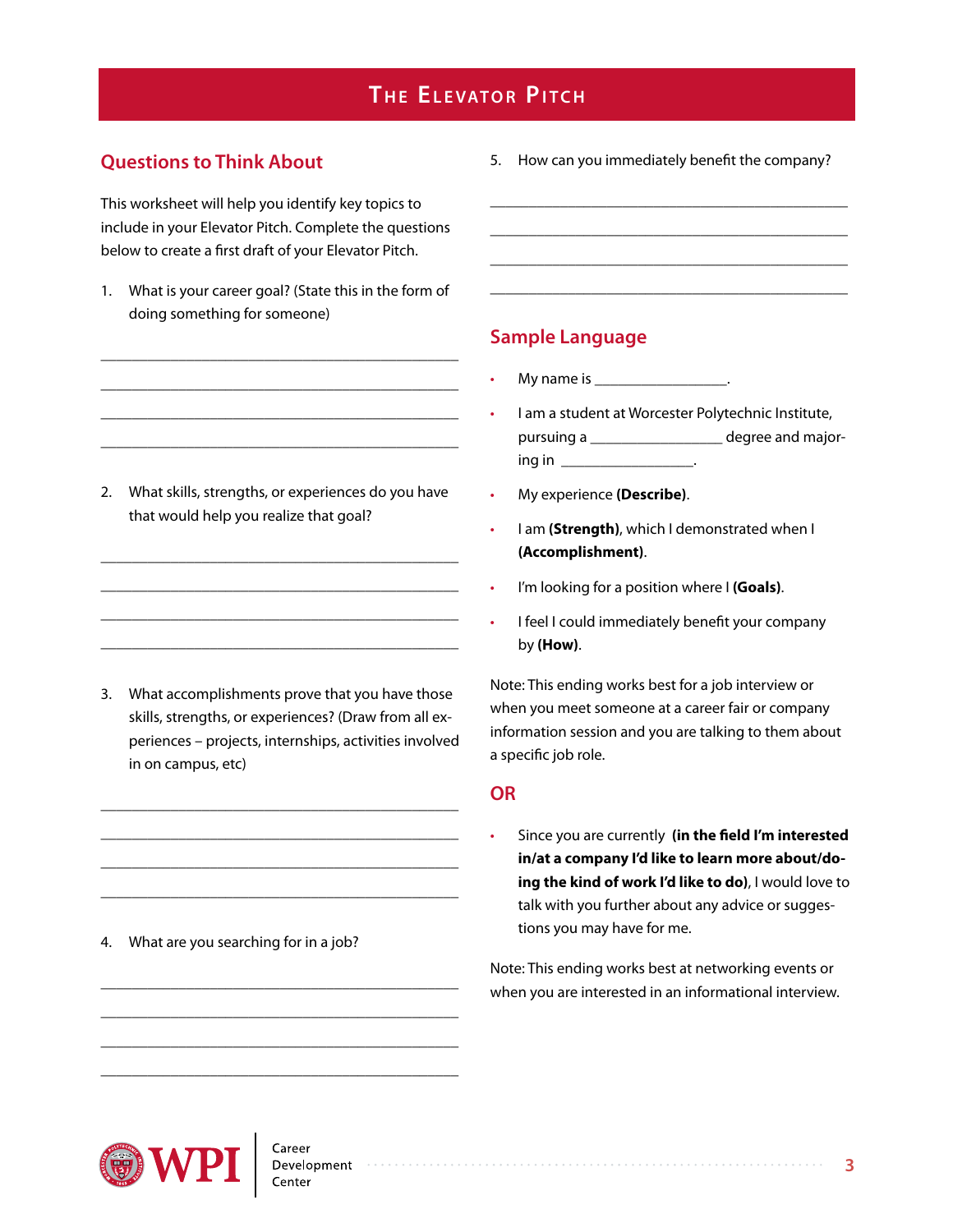# The Elevator Pitch

## Questions to Think About

This worksheet will help you identify key topics to include in your Elevator Pitch. Complete the questions below to create a first draft of your Elevator Pitch.

1. What is your career goal? (State this in the form of doing something for someone)

___________________________________________
___________________________________________
___________________________________________
___________________________________________

2. What skills, strengths, or experiences do you have that would help you realize that goal?

___________________________________________
___________________________________________
___________________________________________
___________________________________________

3. What accomplishments prove that you have those skills, strengths, or experiences? (Draw from all experiences – projects, internships, activities involved in on campus, etc)

___________________________________________
___________________________________________
___________________________________________
___________________________________________

4. What are you searching for in a job?

___________________________________________
___________________________________________
___________________________________________
___________________________________________

5. How can you immediately benefit the company?

___________________________________________
___________________________________________
___________________________________________
___________________________________________

## Sample Language

- My name is _________________.
- I am a student at Worcester Polytechnic Institute, pursuing a _________________ degree and majoring in _________________.
- My experience **(Describe)**.
- I am **(Strength)**, which I demonstrated when I **(Accomplishment)**.
- I'm looking for a position where I **(Goals)**.
- I feel I could immediately benefit your company by **(How)**.

Note: This ending works best for a job interview or when you meet someone at a career fair or company information session and you are talking to them about a specific job role.

## OR

- Since you are currently **(in the field I'm interested in/at a company I'd like to learn more about/doing the kind of work I'd like to do)**, I would love to talk with you further about any advice or suggestions you may have for me.

Note: This ending works best at networking events or when you are interested in an informational interview.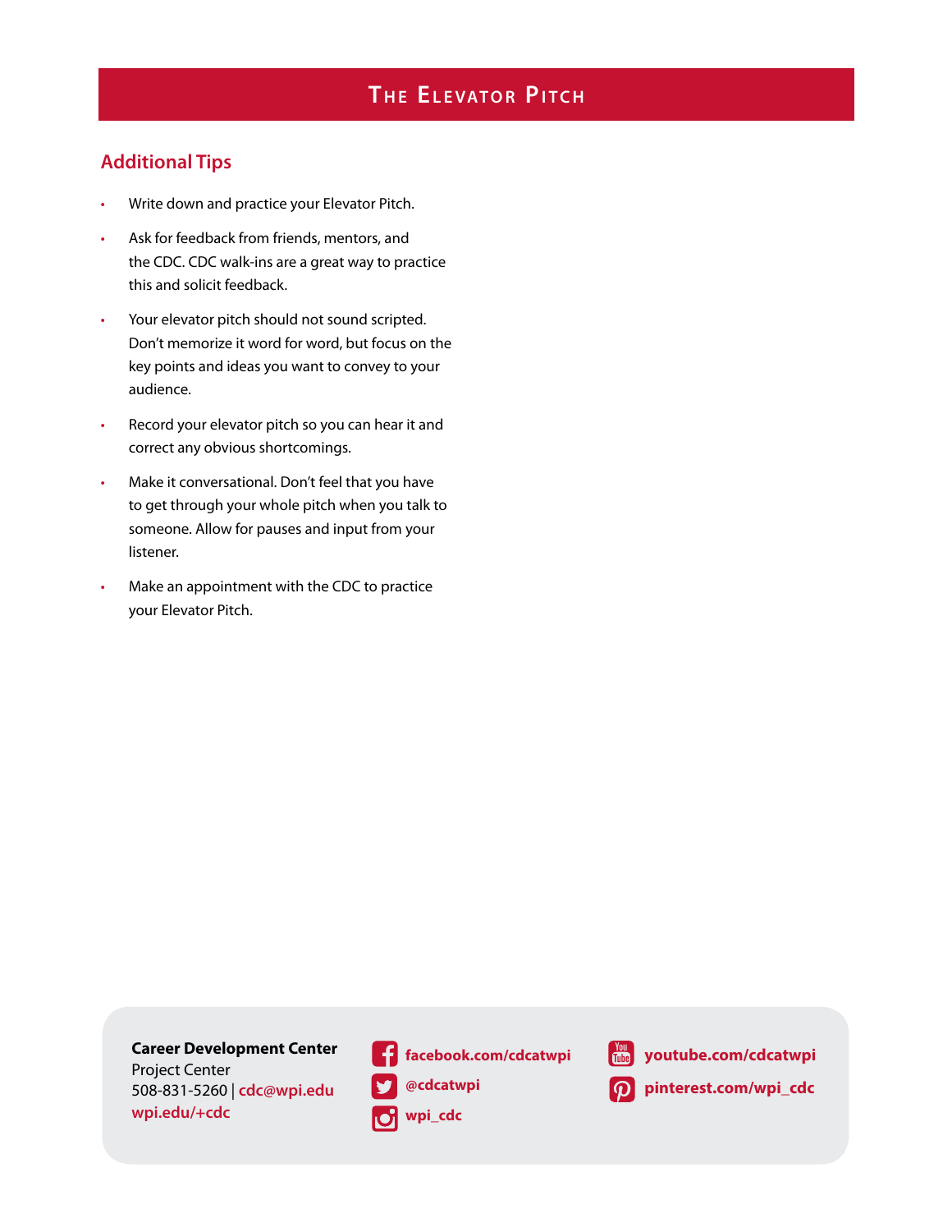# The Elevator Pitch

## Additional Tips

- Write down and practice your Elevator Pitch.
- Ask for feedback from friends, mentors, and the CDC. CDC walk-ins are a great way to practice this and solicit feedback.
- Your elevator pitch should not sound scripted. Don't memorize it word for word, but focus on the key points and ideas you want to convey to your audience.
- Record your elevator pitch so you can hear it and correct any obvious shortcomings.
- Make it conversational. Don't feel that you have to get through your whole pitch when you talk to someone. Allow for pauses and input from your listener.
- Make an appointment with the CDC to practice your Elevator Pitch.

**Career Development Center**
Project Center
508-831-5260 | cdc@wpi.edu
wpi.edu/+cdc

facebook.com/cdcatwpi
@cdcatwpi
wpi_cdc
youtube.com/cdcatwpi
pinterest.com/wpi_cdc